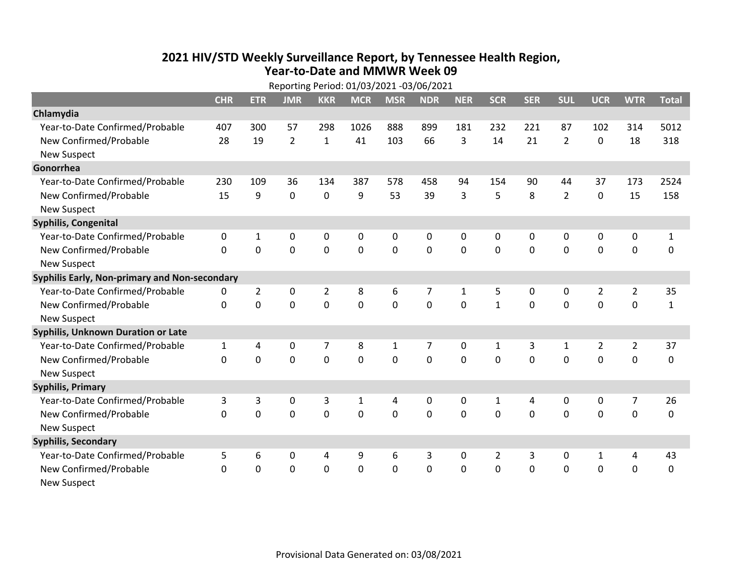# 2021 HIV/STD Weekly Surveillance Report, by Tennessee Health Region, Year-to-Date and MMWR Week 09

Reporting Period: 01/03/2021 -03/06/2021

| | CHR | ETR | JMR | KKR | MCR | MSR | NDR | NER | SCR | SER | SUL | UCR | WTR | Total |
|---|---|---|---|---|---|---|---|---|---|---|---|---|---|---|
| **Chlamydia** | | | | | | | | | | | | | | |
| Year-to-Date Confirmed/Probable | 407 | 300 | 57 | 298 | 1026 | 888 | 899 | 181 | 232 | 221 | 87 | 102 | 314 | 5012 |
| New Confirmed/Probable | 28 | 19 | 2 | 1 | 41 | 103 | 66 | 3 | 14 | 21 | 2 | 0 | 18 | 318 |
| New Suspect | | | | | | | | | | | | | | |
| **Gonorrhea** | | | | | | | | | | | | | | |
| Year-to-Date Confirmed/Probable | 230 | 109 | 36 | 134 | 387 | 578 | 458 | 94 | 154 | 90 | 44 | 37 | 173 | 2524 |
| New Confirmed/Probable | 15 | 9 | 0 | 0 | 9 | 53 | 39 | 3 | 5 | 8 | 2 | 0 | 15 | 158 |
| New Suspect | | | | | | | | | | | | | | |
| **Syphilis, Congenital** | | | | | | | | | | | | | | |
| Year-to-Date Confirmed/Probable | 0 | 1 | 0 | 0 | 0 | 0 | 0 | 0 | 0 | 0 | 0 | 0 | 0 | 1 |
| New Confirmed/Probable | 0 | 0 | 0 | 0 | 0 | 0 | 0 | 0 | 0 | 0 | 0 | 0 | 0 | 0 |
| New Suspect | | | | | | | | | | | | | | |
| **Syphilis Early, Non-primary and Non-secondary** | | | | | | | | | | | | | | |
| Year-to-Date Confirmed/Probable | 0 | 2 | 0 | 2 | 8 | 6 | 7 | 1 | 5 | 0 | 0 | 2 | 2 | 35 |
| New Confirmed/Probable | 0 | 0 | 0 | 0 | 0 | 0 | 0 | 0 | 1 | 0 | 0 | 0 | 0 | 1 |
| New Suspect | | | | | | | | | | | | | | |
| **Syphilis, Unknown Duration or Late** | | | | | | | | | | | | | | |
| Year-to-Date Confirmed/Probable | 1 | 4 | 0 | 7 | 8 | 1 | 7 | 0 | 1 | 3 | 1 | 2 | 2 | 37 |
| New Confirmed/Probable | 0 | 0 | 0 | 0 | 0 | 0 | 0 | 0 | 0 | 0 | 0 | 0 | 0 | 0 |
| New Suspect | | | | | | | | | | | | | | |
| **Syphilis, Primary** | | | | | | | | | | | | | | |
| Year-to-Date Confirmed/Probable | 3 | 3 | 0 | 3 | 1 | 4 | 0 | 0 | 1 | 4 | 0 | 0 | 7 | 26 |
| New Confirmed/Probable | 0 | 0 | 0 | 0 | 0 | 0 | 0 | 0 | 0 | 0 | 0 | 0 | 0 | 0 |
| New Suspect | | | | | | | | | | | | | | |
| **Syphilis, Secondary** | | | | | | | | | | | | | | |
| Year-to-Date Confirmed/Probable | 5 | 6 | 0 | 4 | 9 | 6 | 3 | 0 | 2 | 3 | 0 | 1 | 4 | 43 |
| New Confirmed/Probable | 0 | 0 | 0 | 0 | 0 | 0 | 0 | 0 | 0 | 0 | 0 | 0 | 0 | 0 |
| New Suspect | | | | | | | | | | | | | | |

Provisional Data Generated on: 03/08/2021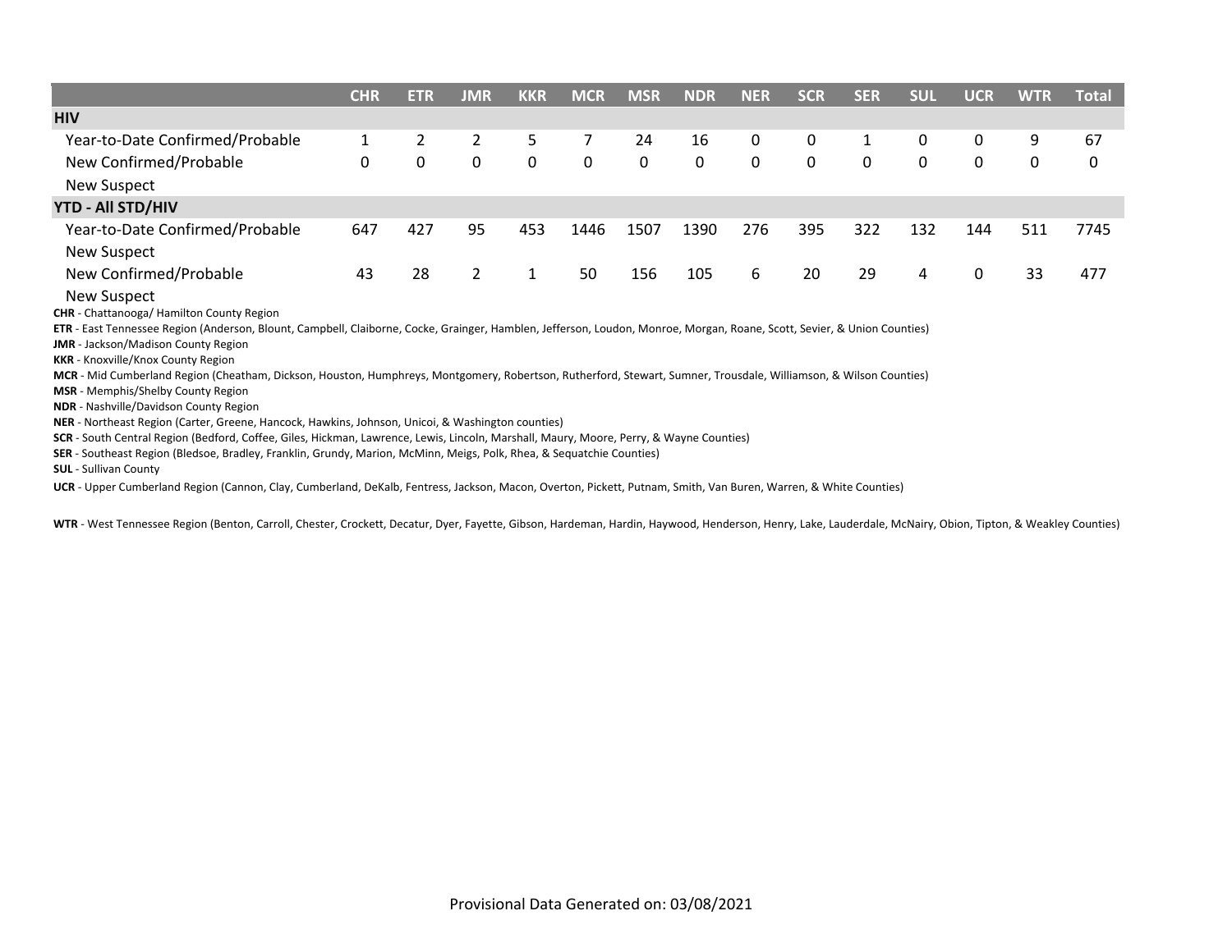| | CHR | ETR | JMR | KKR | MCR | MSR | NDR | NER | SCR | SER | SUL | UCR | WTR | Total |
|---|---|---|---|---|---|---|---|---|---|---|---|---|---|---|
| **HIV** | | | | | | | | | | | | | | |
| Year-to-Date Confirmed/Probable | 1 | 2 | 2 | 5 | 7 | 24 | 16 | 0 | 0 | 1 | 0 | 0 | 9 | 67 |
| New Confirmed/Probable | 0 | 0 | 0 | 0 | 0 | 0 | 0 | 0 | 0 | 0 | 0 | 0 | 0 | 0 |
| New Suspect | | | | | | | | | | | | | | |
| **YTD - All STD/HIV** | | | | | | | | | | | | | | |
| Year-to-Date Confirmed/Probable | 647 | 427 | 95 | 453 | 1446 | 1507 | 1390 | 276 | 395 | 322 | 132 | 144 | 511 | 7745 |
| New Suspect | | | | | | | | | | | | | | |
| New Confirmed/Probable | 43 | 28 | 2 | 1 | 50 | 156 | 105 | 6 | 20 | 29 | 4 | 0 | 33 | 477 |
| New Suspect | | | | | | | | | | | | | | |

**CHR** - Chattanooga/ Hamilton County Region

**ETR** - East Tennessee Region (Anderson, Blount, Campbell, Claiborne, Cocke, Grainger, Hamblen, Jefferson, Loudon, Monroe, Morgan, Roane, Scott, Sevier, & Union Counties)

**JMR** - Jackson/Madison County Region

**KKR** - Knoxville/Knox County Region

**MCR** - Mid Cumberland Region (Cheatham, Dickson, Houston, Humphreys, Montgomery, Robertson, Rutherford, Stewart, Sumner, Trousdale, Williamson, & Wilson Counties)

**MSR** - Memphis/Shelby County Region

**NDR** - Nashville/Davidson County Region

**NER** - Northeast Region (Carter, Greene, Hancock, Hawkins, Johnson, Unicoi, & Washington counties)

**SCR** - South Central Region (Bedford, Coffee, Giles, Hickman, Lawrence, Lewis, Lincoln, Marshall, Maury, Moore, Perry, & Wayne Counties)

**SER** - Southeast Region (Bledsoe, Bradley, Franklin, Grundy, Marion, McMinn, Meigs, Polk, Rhea, & Sequatchie Counties)

**SUL** - Sullivan County

**UCR** - Upper Cumberland Region (Cannon, Clay, Cumberland, DeKalb, Fentress, Jackson, Macon, Overton, Pickett, Putnam, Smith, Van Buren, Warren, & White Counties)

**WTR** - West Tennessee Region (Benton, Carroll, Chester, Crockett, Decatur, Dyer, Fayette, Gibson, Hardeman, Hardin, Haywood, Henderson, Henry, Lake, Lauderdale, McNairy, Obion, Tipton, & Weakley Counties)

Provisional Data Generated on: 03/08/2021